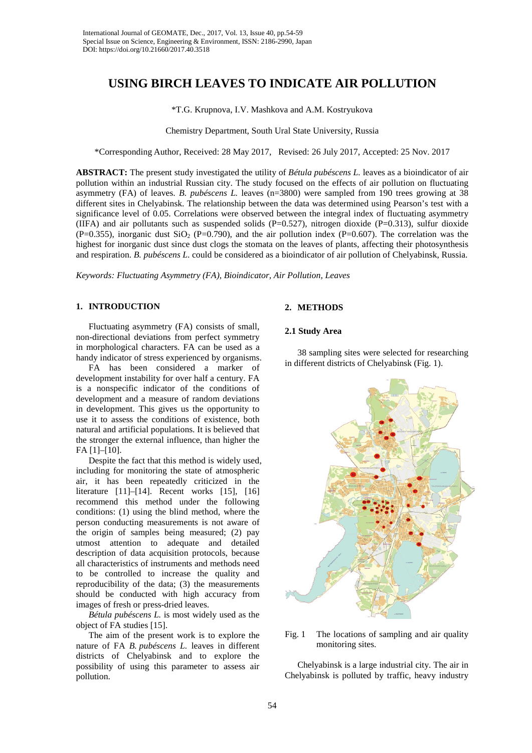# USING BIRCH LEAVES TO INDICATE AIR POLLUTION

*T.G. Krupnova, I.V. Mashkova and A.M. Kostryukova

Chemistry Department, South Ural State University, Russia

*Corresponding Author, Received: 28 May 2017, Revised: 26 July 2017, Accepted: 25 Nov. 2017

**ABSTRACT:** The present study investigated the utility of *Bétula pubéscens L.* leaves as a bioindicator of air pollution within an industrial Russian city. The study focused on the effects of air pollution on fluctuating asymmetry (FA) of leaves. *B. pubéscens L.* leaves (n=3800) were sampled from 190 trees growing at 38 different sites in Chelyabinsk. The relationship between the data was determined using Pearson's test with a significance level of 0.05. Correlations were observed between the integral index of fluctuating asymmetry (IIFA) and air pollutants such as suspended solids (P=0.527), nitrogen dioxide (P=0.313), sulfur dioxide (P=0.355), inorganic dust $SiO_2$ (P=0.790), and the air pollution index (P=0.607). The correlation was the highest for inorganic dust since dust clogs the stomata on the leaves of plants, affecting their photosynthesis and respiration. *B. pubéscens L.* could be considered as a bioindicator of air pollution of Chelyabinsk, Russia.

*Keywords: Fluctuating Asymmetry (FA), Bioindicator, Air Pollution, Leaves*

## 1. INTRODUCTION

Fluctuating asymmetry (FA) consists of small, non-directional deviations from perfect symmetry in morphological characters. FA can be used as a handy indicator of stress experienced by organisms.

FA has been considered a marker of development instability for over half a century. FA is a nonspecific indicator of the conditions of development and a measure of random deviations in development. This gives us the opportunity to use it to assess the conditions of existence, both natural and artificial populations. It is believed that the stronger the external influence, than higher the FA [1]–[10].

Despite the fact that this method is widely used, including for monitoring the state of atmospheric air, it has been repeatedly criticized in the literature [11]–[14]. Recent works [15], [16] recommend this method under the following conditions: (1) using the blind method, where the person conducting measurements is not aware of the origin of samples being measured; (2) pay utmost attention to adequate and detailed description of data acquisition protocols, because all characteristics of instruments and methods need to be controlled to increase the quality and reproducibility of the data; (3) the measurements should be conducted with high accuracy from images of fresh or press-dried leaves.

*Bétula pubéscens L.* is most widely used as the object of FA studies [15].

The aim of the present work is to explore the nature of FA *B. pubéscens L.* leaves in different districts of Chelyabinsk and to explore the possibility of using this parameter to assess air pollution.

## 2. METHODS

### 2.1 Study Area

38 sampling sites were selected for researching in different districts of Chelyabinsk (Fig. 1).

Fig. 1 The locations of sampling and air quality monitoring sites.

Chelyabinsk is a large industrial city. The air in Chelyabinsk is polluted by traffic, heavy industry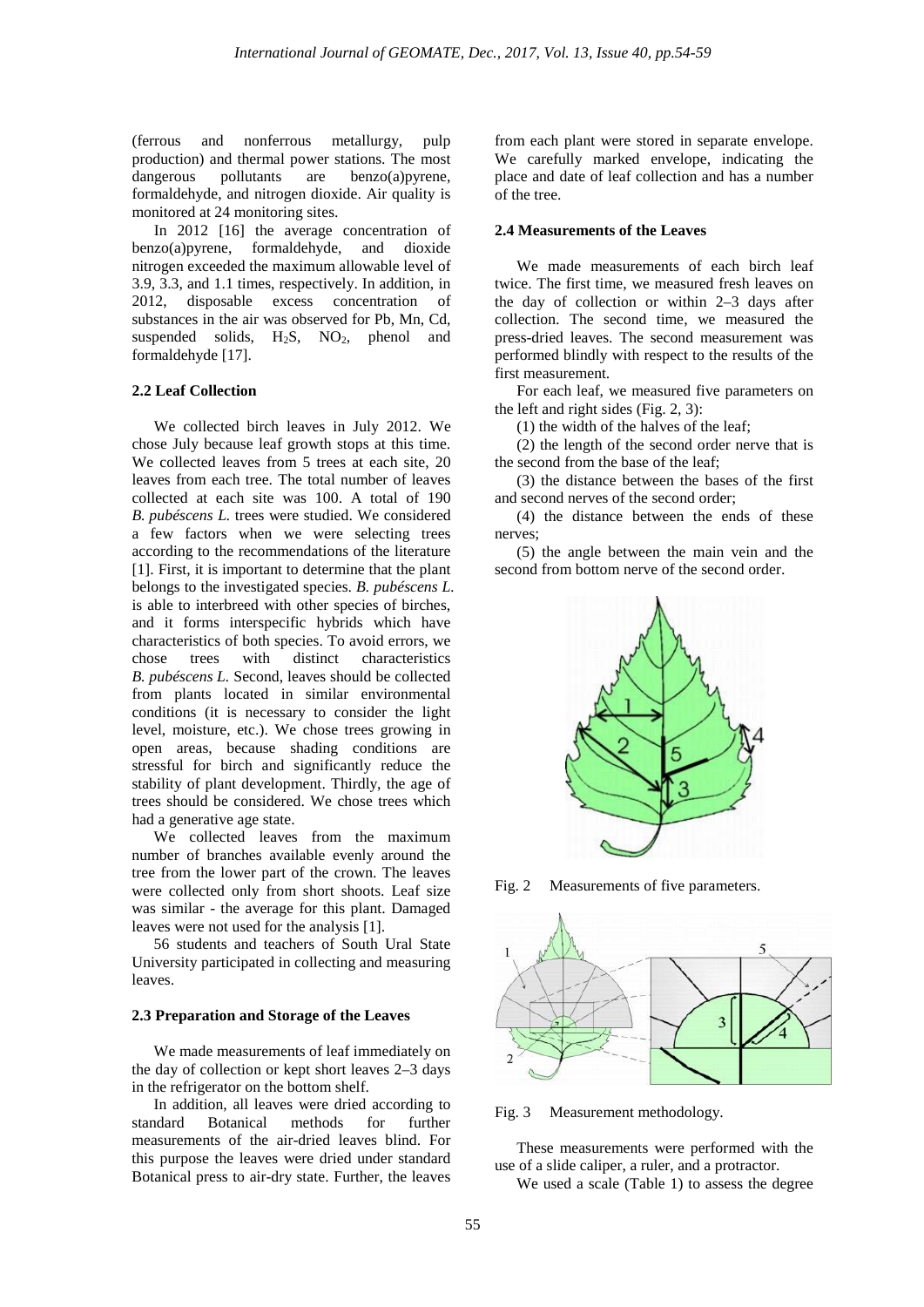(ferrous and nonferrous metallurgy, pulp production) and thermal power stations. The most dangerous pollutants are benzo(a)pyrene, formaldehyde, and nitrogen dioxide. Air quality is monitored at 24 monitoring sites.

In 2012 [16] the average concentration of benzo(a)pyrene, formaldehyde, and dioxide nitrogen exceeded the maximum allowable level of 3.9, 3.3, and 1.1 times, respectively. In addition, in 2012, disposable excess concentration of substances in the air was observed for Pb, Mn, Cd, suspended solids, $H_2S$, $NO_2$, phenol and formaldehyde [17].

### 2.2 Leaf Collection

We collected birch leaves in July 2012. We chose July because leaf growth stops at this time. We collected leaves from 5 trees at each site, 20 leaves from each tree. The total number of leaves collected at each site was 100. A total of 190 *B. pubéscens L.* trees were studied. We considered a few factors when we were selecting trees according to the recommendations of the literature [1]. First, it is important to determine that the plant belongs to the investigated species. *B. pubéscens L.* is able to interbreed with other species of birches, and it forms interspecific hybrids which have characteristics of both species. To avoid errors, we chose trees with distinct characteristics *B. pubéscens L.* Second, leaves should be collected from plants located in similar environmental conditions (it is necessary to consider the light level, moisture, etc.). We chose trees growing in open areas, because shading conditions are stressful for birch and significantly reduce the stability of plant development. Thirdly, the age of trees should be considered. We chose trees which had a generative age state.

We collected leaves from the maximum number of branches available evenly around the tree from the lower part of the crown. The leaves were collected only from short shoots. Leaf size was similar - the average for this plant. Damaged leaves were not used for the analysis [1].

56 students and teachers of South Ural State University participated in collecting and measuring leaves.

### 2.3 Preparation and Storage of the Leaves

We made measurements of leaf immediately on the day of collection or kept short leaves 2–3 days in the refrigerator on the bottom shelf.

In addition, all leaves were dried according to standard Botanical methods for further measurements of the air-dried leaves blind. For this purpose the leaves were dried under standard Botanical press to air-dry state. Further, the leaves from each plant were stored in separate envelope. We carefully marked envelope, indicating the place and date of leaf collection and has a number of the tree.

### 2.4 Measurements of the Leaves

We made measurements of each birch leaf twice. The first time, we measured fresh leaves on the day of collection or within 2–3 days after collection. The second time, we measured the press-dried leaves. The second measurement was performed blindly with respect to the results of the first measurement.

For each leaf, we measured five parameters on the left and right sides (Fig. 2, 3):

(1) the width of the halves of the leaf;

(2) the length of the second order nerve that is the second from the base of the leaf;

(3) the distance between the bases of the first and second nerves of the second order;

(4) the distance between the ends of these nerves;

(5) the angle between the main vein and the second from bottom nerve of the second order.

Fig. 2 Measurements of five parameters.

Fig. 3 Measurement methodology.

These measurements were performed with the use of a slide caliper, a ruler, and a protractor.

We used a scale (Table 1) to assess the degree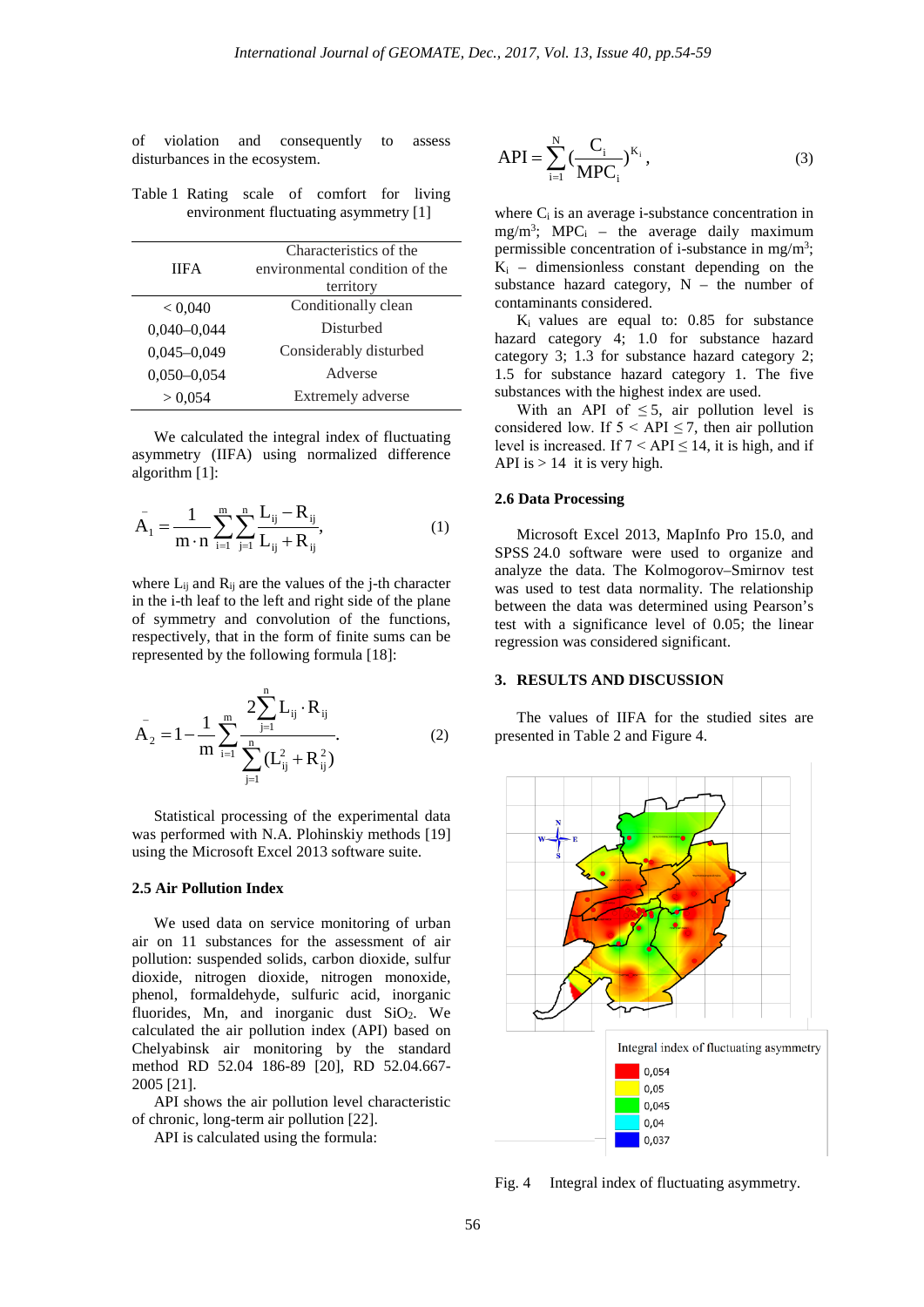of violation and consequently to assess disturbances in the ecosystem.

Table 1 Rating scale of comfort for living environment fluctuating asymmetry [1]

| IIFA | Characteristics of the environmental condition of the territory |
|---|---|
| < 0,040 | Conditionally clean |
| 0,040–0,044 | Disturbed |
| 0,045–0,049 | Considerably disturbed |
| 0,050–0,054 | Adverse |
| > 0,054 | Extremely adverse |

We calculated the integral index of fluctuating asymmetry (IIFA) using normalized difference algorithm [1]:

$$\bar{A}_1 = \frac{1}{m \cdot n} \sum_{i=1}^{m} \sum_{j=1}^{n} \frac{L_{ij} - R_{ij}}{L_{ij} + R_{ij}}, \quad (1)$$

where $L_{ij}$ and $R_{ij}$ are the values of the j-th character in the i-th leaf to the left and right side of the plane of symmetry and convolution of the functions, respectively, that in the form of finite sums can be represented by the following formula [18]:

$$\bar{A}_2 = 1 - \frac{1}{m} \sum_{i=1}^{m} \frac{2\sum_{j=1}^{n} L_{ij} \cdot R_{ij}}{\sum_{j=1}^{n} (L_{ij}^2 + R_{ij}^2)}. \quad (2)$$

Statistical processing of the experimental data was performed with N.A. Plohinskiy methods [19] using the Microsoft Excel 2013 software suite.

### 2.5 Air Pollution Index

We used data on service monitoring of urban air on 11 substances for the assessment of air pollution: suspended solids, carbon dioxide, sulfur dioxide, nitrogen dioxide, nitrogen monoxide, phenol, formaldehyde, sulfuric acid, inorganic fluorides, Mn, and inorganic dust $SiO_2$. We calculated the air pollution index (API) based on Chelyabinsk air monitoring by the standard method RD 52.04 186-89 [20], RD 52.04.667-2005 [21].

API shows the air pollution level characteristic of chronic, long-term air pollution [22].

API is calculated using the formula:

$$API = \sum_{i=1}^{N} \left(\frac{C_i}{MPC_i}\right)^{K_i}, \quad (3)$$

where $C_i$ is an average i-substance concentration in mg/m$^3$; $MPC_i$ – the average daily maximum permissible concentration of i-substance in mg/m$^3$; $K_i$ – dimensionless constant depending on the substance hazard category, N – the number of contaminants considered.

$K_i$ values are equal to: 0.85 for substance hazard category 4; 1.0 for substance hazard category 3; 1.3 for substance hazard category 2; 1.5 for substance hazard category 1. The five substances with the highest index are used.

With an API of $\leq 5$, air pollution level is considered low. If $5 < API \leq 7$, then air pollution level is increased. If $7 < API \leq 14$, it is high, and if API is $> 14$ it is very high.

### 2.6 Data Processing

Microsoft Excel 2013, MapInfo Pro 15.0, and SPSS 24.0 software were used to organize and analyze the data. The Kolmogorov–Smirnov test was used to test data normality. The relationship between the data was determined using Pearson's test with a significance level of 0.05; the linear regression was considered significant.

## 3. RESULTS AND DISCUSSION

The values of IIFA for the studied sites are presented in Table 2 and Figure 4.

Fig. 4 Integral index of fluctuating asymmetry.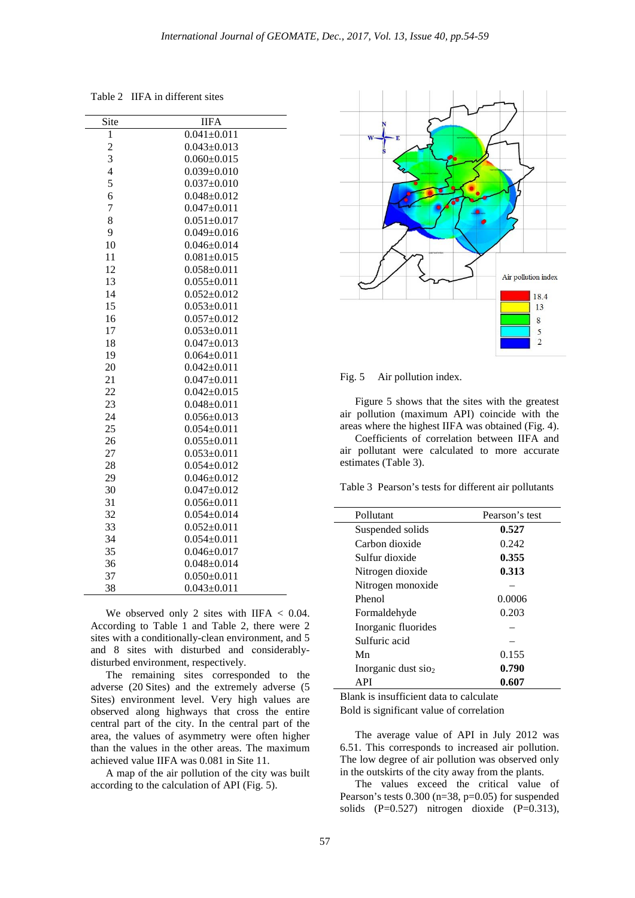Table 2 IIFA in different sites

| Site | IIFA |
|---|---|
| 1 | 0.041±0.011 |
| 2 | 0.043±0.013 |
| 3 | 0.060±0.015 |
| 4 | 0.039±0.010 |
| 5 | 0.037±0.010 |
| 6 | 0.048±0.012 |
| 7 | 0.047±0.011 |
| 8 | 0.051±0.017 |
| 9 | 0.049±0.016 |
| 10 | 0.046±0.014 |
| 11 | 0.081±0.015 |
| 12 | 0.058±0.011 |
| 13 | 0.055±0.011 |
| 14 | 0.052±0.012 |
| 15 | 0.053±0.011 |
| 16 | 0.057±0.012 |
| 17 | 0.053±0.011 |
| 18 | 0.047±0.013 |
| 19 | 0.064±0.011 |
| 20 | 0.042±0.011 |
| 21 | 0.047±0.011 |
| 22 | 0.042±0.015 |
| 23 | 0.048±0.011 |
| 24 | 0.056±0.013 |
| 25 | 0.054±0.011 |
| 26 | 0.055±0.011 |
| 27 | 0.053±0.011 |
| 28 | 0.054±0.012 |
| 29 | 0.046±0.012 |
| 30 | 0.047±0.012 |
| 31 | 0.056±0.011 |
| 32 | 0.054±0.014 |
| 33 | 0.052±0.011 |
| 34 | 0.054±0.011 |
| 35 | 0.046±0.017 |
| 36 | 0.048±0.014 |
| 37 | 0.050±0.011 |
| 38 | 0.043±0.011 |

We observed only 2 sites with IIFA < 0.04. According to Table 1 and Table 2, there were 2 sites with a conditionally-clean environment, and 5 and 8 sites with disturbed and considerably-disturbed environment, respectively.

The remaining sites corresponded to the adverse (20 Sites) and the extremely adverse (5 Sites) environment level. Very high values are observed along highways that cross the entire central part of the city. In the central part of the area, the values of asymmetry were often higher than the values in the other areas. The maximum achieved value IIFA was 0.081 in Site 11.

A map of the air pollution of the city was built according to the calculation of API (Fig. 5).

Fig. 5 Air pollution index.

Figure 5 shows that the sites with the greatest air pollution (maximum API) coincide with the areas where the highest IIFA was obtained (Fig. 4).

Coefficients of correlation between IIFA and air pollutant were calculated to more accurate estimates (Table 3).

Table 3 Pearson's tests for different air pollutants

| Pollutant | Pearson's test |
|---|---|
| Suspended solids | **0.527** |
| Carbon dioxide | 0.242 |
| Sulfur dioxide | **0.355** |
| Nitrogen dioxide | **0.313** |
| Nitrogen monoxide | – |
| Phenol | 0.0006 |
| Formaldehyde | 0.203 |
| Inorganic fluorides | – |
| Sulfuric acid | – |
| Mn | 0.155 |
| Inorganic dust $SiO_2$ | **0.790** |
| API | **0.607** |

Blank is insufficient data to calculate
Bold is significant value of correlation

The average value of API in July 2012 was 6.51. This corresponds to increased air pollution. The low degree of air pollution was observed only in the outskirts of the city away from the plants.

The values exceed the critical value of Pearson's tests 0.300 ($n=38$, $p=0.05$) for suspended solids ($P=0.527$) nitrogen dioxide ($P=0.313$),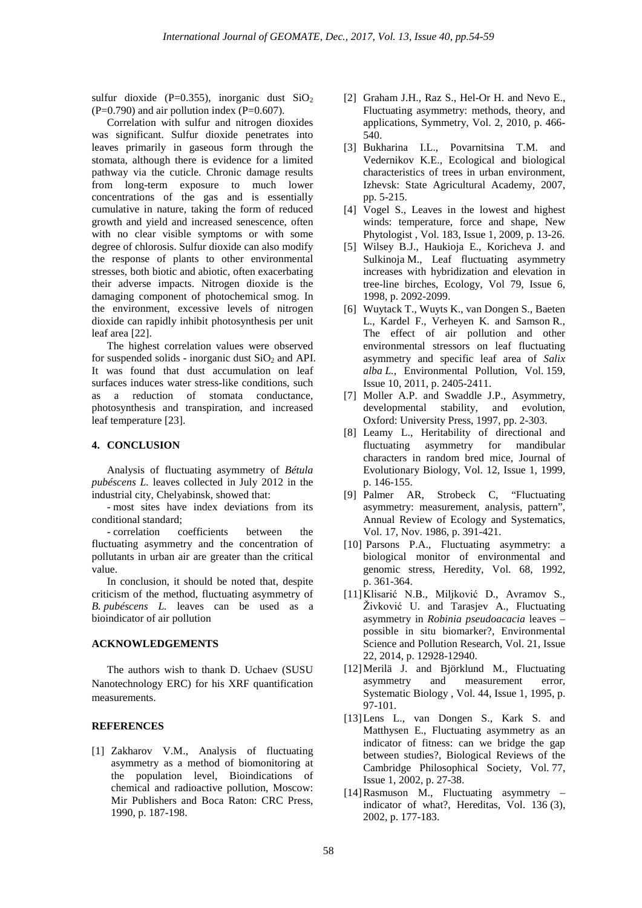sulfur dioxide (P=0.355), inorganic dust $SiO_2$ (P=0.790) and air pollution index (P=0.607).

Correlation with sulfur and nitrogen dioxides was significant. Sulfur dioxide penetrates into leaves primarily in gaseous form through the stomata, although there is evidence for a limited pathway via the cuticle. Chronic damage results from long-term exposure to much lower concentrations of the gas and is essentially cumulative in nature, taking the form of reduced growth and yield and increased senescence, often with no clear visible symptoms or with some degree of chlorosis. Sulfur dioxide can also modify the response of plants to other environmental stresses, both biotic and abiotic, often exacerbating their adverse impacts. Nitrogen dioxide is the damaging component of photochemical smog. In the environment, excessive levels of nitrogen dioxide can rapidly inhibit photosynthesis per unit leaf area [22].

The highest correlation values were observed for suspended solids - inorganic dust $SiO_2$ and API. It was found that dust accumulation on leaf surfaces induces water stress-like conditions, such as a reduction of stomata conductance, photosynthesis and transpiration, and increased leaf temperature [23].

## 4. CONCLUSION

Analysis of fluctuating asymmetry of *Bétula pubéscens L.* leaves collected in July 2012 in the industrial city, Chelyabinsk, showed that:

- most sites have index deviations from its conditional standard;
- correlation coefficients between the fluctuating asymmetry and the concentration of pollutants in urban air are greater than the critical value.

In conclusion, it should be noted that, despite criticism of the method, fluctuating asymmetry of *B. pubéscens L.* leaves can be used as a bioindicator of air pollution

## ACKNOWLEDGEMENTS

The authors wish to thank D. Uchaev (SUSU Nanotechnology ERC) for his XRF quantification measurements.

## REFERENCES

[1] Zakharov V.M., Analysis of fluctuating asymmetry as a method of biomonitoring at the population level, Bioindications of chemical and radioactive pollution, Moscow: Mir Publishers and Boca Raton: CRC Press, 1990, p. 187-198.

[2] Graham J.H., Raz S., Hel-Or H. and Nevo E., Fluctuating asymmetry: methods, theory, and applications, Symmetry, Vol. 2, 2010, p. 466-540.

[3] Bukharina I.L., Povarnitsina T.M. and Vedernikov K.E., Ecological and biological characteristics of trees in urban environment, Izhevsk: State Agricultural Academy, 2007, pp. 5-215.

[4] Vogel S., Leaves in the lowest and highest winds: temperature, force and shape, New Phytologist , Vol. 183, Issue 1, 2009, p. 13-26.

[5] Wilsey B.J., Haukioja E., Koricheva J. and Sulkinoja M., Leaf fluctuating asymmetry increases with hybridization and elevation in tree-line birches, Ecology, Vol 79, Issue 6, 1998, p. 2092-2099.

[6] Wuytack T., Wuyts K., van Dongen S., Baeten L., Kardel F., Verheyen K. and Samson R., The effect of air pollution and other environmental stressors on leaf fluctuating asymmetry and specific leaf area of *Salix alba L.*, Environmental Pollution, Vol. 159, Issue 10, 2011, p. 2405-2411.

[7] Moller A.P. and Swaddle J.P., Asymmetry, developmental stability, and evolution, Oxford: University Press, 1997, pp. 2-303.

[8] Leamy L., Heritability of directional and fluctuating asymmetry for mandibular characters in random bred mice, Journal of Evolutionary Biology, Vol. 12, Issue 1, 1999, p. 146-155.

[9] Palmer AR, Strobeck C, "Fluctuating asymmetry: measurement, analysis, pattern", Annual Review of Ecology and Systematics, Vol. 17, Nov. 1986, p. 391-421.

[10] Parsons P.A., Fluctuating asymmetry: a biological monitor of environmental and genomic stress, Heredity, Vol. 68, 1992, p. 361-364.

[11] Klisarić N.B., Miljković D., Avramov S., Živković U. and Tarasjev A., Fluctuating asymmetry in *Robinia pseudoacacia* leaves – possible in situ biomarker?, Environmental Science and Pollution Research, Vol. 21, Issue 22, 2014, p. 12928-12940.

[12] Merilä J. and Björklund M., Fluctuating asymmetry and measurement error, Systematic Biology , Vol. 44, Issue 1, 1995, p. 97-101.

[13] Lens L., van Dongen S., Kark S. and Matthysen E., Fluctuating asymmetry as an indicator of fitness: can we bridge the gap between studies?, Biological Reviews of the Cambridge Philosophical Society, Vol. 77, Issue 1, 2002, p. 27-38.

[14] Rasmuson M., Fluctuating asymmetry – indicator of what?, Hereditas, Vol. 136 (3), 2002, p. 177-183.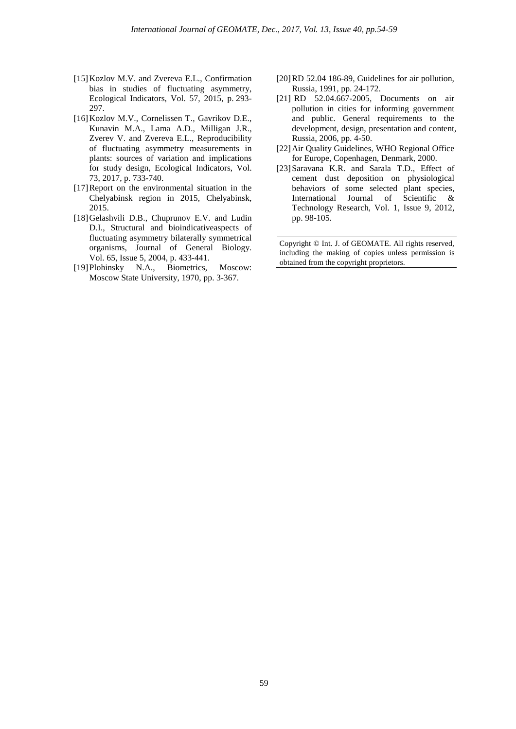[15] Kozlov M.V. and Zvereva E.L., Confirmation bias in studies of fluctuating asymmetry, Ecological Indicators, Vol. 57, 2015, p. 293-297.

[16] Kozlov M.V., Cornelissen T., Gavrikov D.E., Kunavin M.A., Lama A.D., Milligan J.R., Zverev V. and Zvereva E.L., Reproducibility of fluctuating asymmetry measurements in plants: sources of variation and implications for study design, Ecological Indicators, Vol. 73, 2017, p. 733-740.

[17] Report on the environmental situation in the Chelyabinsk region in 2015, Chelyabinsk, 2015.

[18] Gelashvili D.B., Chuprunov E.V. and Ludin D.I., Structural and bioindicativeaspects of fluctuating asymmetry bilaterally symmetrical organisms, Journal of General Biology. Vol. 65, Issue 5, 2004, p. 433-441.

[19] Plohinsky N.A., Biometrics, Moscow: Moscow State University, 1970, pp. 3-367.

[20] RD 52.04 186-89, Guidelines for air pollution, Russia, 1991, pp. 24-172.

[21] RD 52.04.667-2005, Documents on air pollution in cities for informing government and public. General requirements to the development, design, presentation and content, Russia, 2006, pp. 4-50.

[22] Air Quality Guidelines, WHO Regional Office for Europe, Copenhagen, Denmark, 2000.

[23] Saravana K.R. and Sarala T.D., Effect of cement dust deposition on physiological behaviors of some selected plant species, International Journal of Scientific & Technology Research, Vol. 1, Issue 9, 2012, pp. 98-105.

---

Copyright © Int. J. of GEOMATE. All rights reserved, including the making of copies unless permission is obtained from the copyright proprietors.